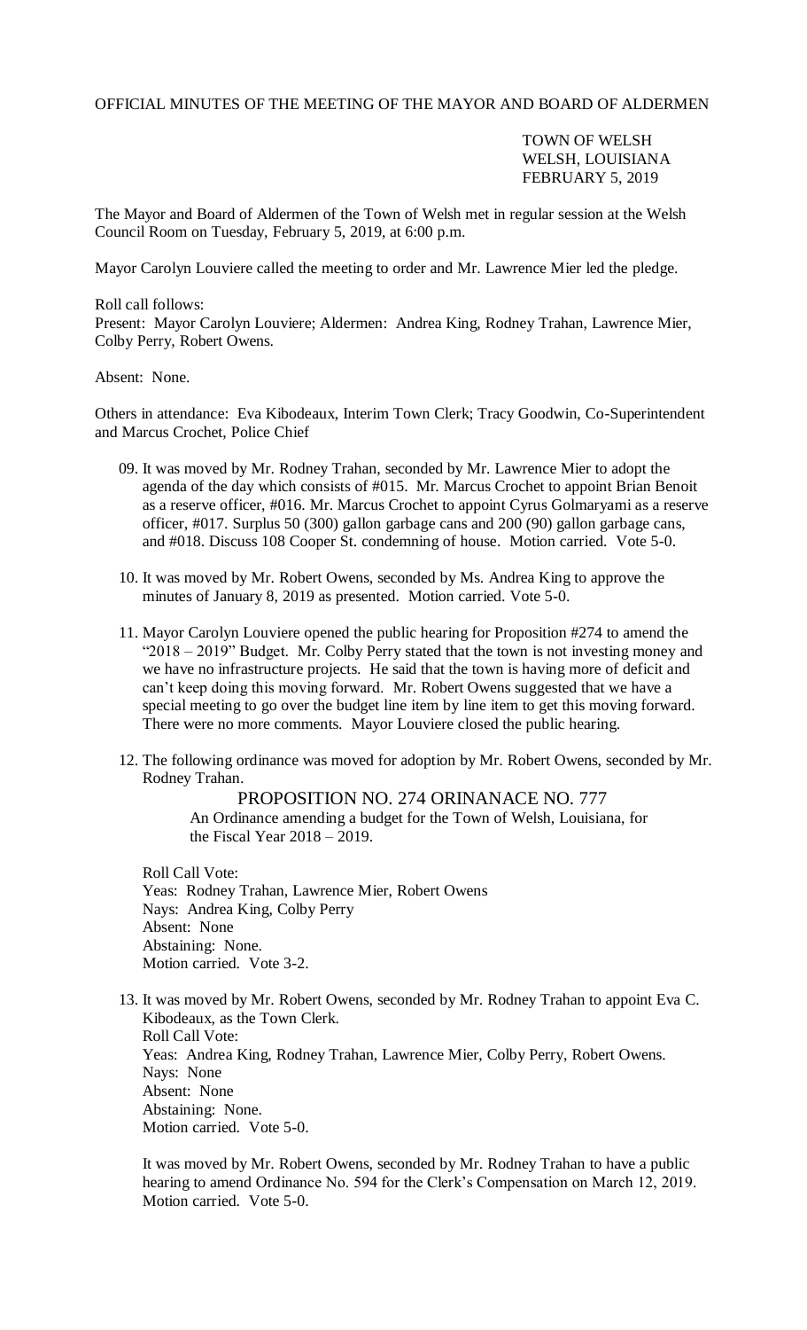OFFICIAL MINUTES OF THE MEETING OF THE MAYOR AND BOARD OF ALDERMEN

TOWN OF WELSH
WELSH, LOUISIANA
FEBRUARY 5, 2019

The Mayor and Board of Aldermen of the Town of Welsh met in regular session at the Welsh Council Room on Tuesday, February 5, 2019, at 6:00 p.m.

Mayor Carolyn Louviere called the meeting to order and Mr. Lawrence Mier led the pledge.

Roll call follows:
Present: Mayor Carolyn Louviere; Aldermen: Andrea King, Rodney Trahan, Lawrence Mier, Colby Perry, Robert Owens.

Absent: None.

Others in attendance: Eva Kibodeaux, Interim Town Clerk; Tracy Goodwin, Co-Superintendent and Marcus Crochet, Police Chief

09. It was moved by Mr. Rodney Trahan, seconded by Mr. Lawrence Mier to adopt the agenda of the day which consists of #015. Mr. Marcus Crochet to appoint Brian Benoit as a reserve officer, #016. Mr. Marcus Crochet to appoint Cyrus Golmaryami as a reserve officer, #017. Surplus 50 (300) gallon garbage cans and 200 (90) gallon garbage cans, and #018. Discuss 108 Cooper St. condemning of house. Motion carried. Vote 5-0.

10. It was moved by Mr. Robert Owens, seconded by Ms. Andrea King to approve the minutes of January 8, 2019 as presented. Motion carried. Vote 5-0.

11. Mayor Carolyn Louviere opened the public hearing for Proposition #274 to amend the "2018 – 2019" Budget. Mr. Colby Perry stated that the town is not investing money and we have no infrastructure projects. He said that the town is having more of deficit and can't keep doing this moving forward. Mr. Robert Owens suggested that we have a special meeting to go over the budget line item by line item to get this moving forward. There were no more comments. Mayor Louviere closed the public hearing.

12. The following ordinance was moved for adoption by Mr. Robert Owens, seconded by Mr. Rodney Trahan.

    PROPOSITION NO. 274 ORINANACE NO. 777
    An Ordinance amending a budget for the Town of Welsh, Louisiana, for the Fiscal Year 2018 – 2019.

    Roll Call Vote:
    Yeas: Rodney Trahan, Lawrence Mier, Robert Owens
    Nays: Andrea King, Colby Perry
    Absent: None
    Abstaining: None.
    Motion carried. Vote 3-2.

13. It was moved by Mr. Robert Owens, seconded by Mr. Rodney Trahan to appoint Eva C. Kibodeaux, as the Town Clerk.
    Roll Call Vote:
    Yeas: Andrea King, Rodney Trahan, Lawrence Mier, Colby Perry, Robert Owens.
    Nays: None
    Absent: None
    Abstaining: None.
    Motion carried. Vote 5-0.

    It was moved by Mr. Robert Owens, seconded by Mr. Rodney Trahan to have a public hearing to amend Ordinance No. 594 for the Clerk's Compensation on March 12, 2019. Motion carried. Vote 5-0.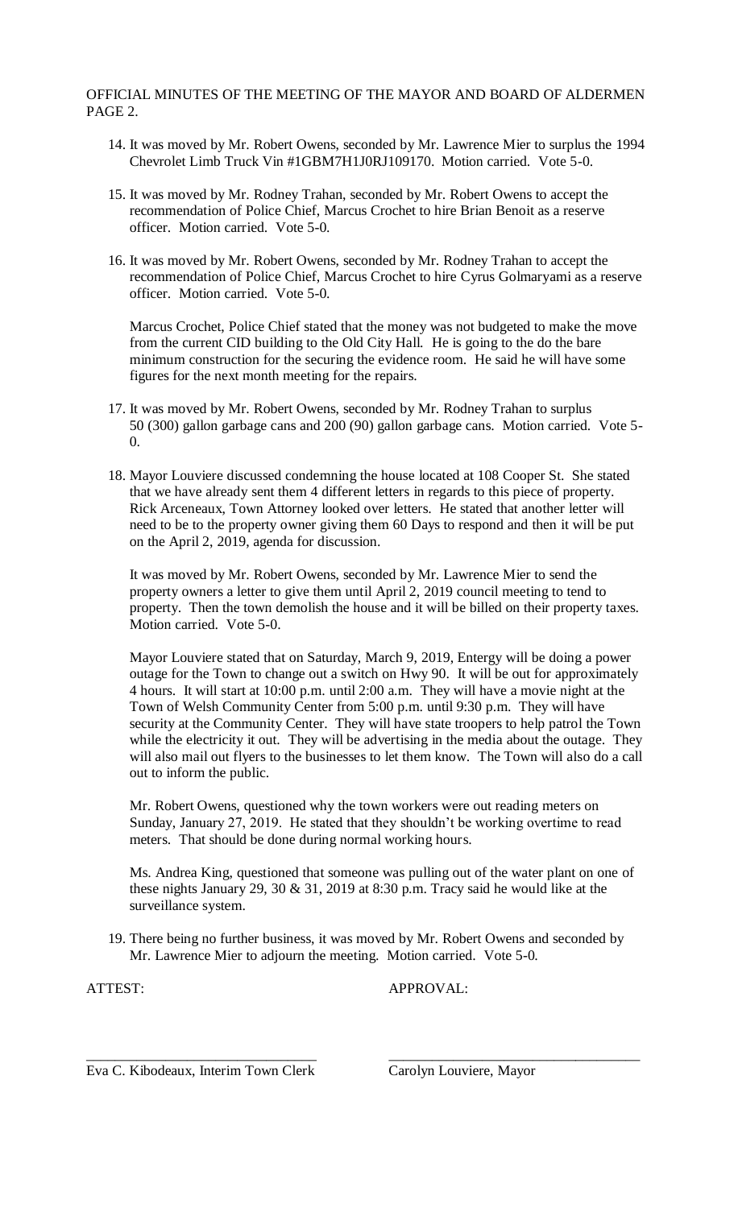OFFICIAL MINUTES OF THE MEETING OF THE MAYOR AND BOARD OF ALDERMEN PAGE 2.

14. It was moved by Mr. Robert Owens, seconded by Mr. Lawrence Mier to surplus the 1994 Chevrolet Limb Truck Vin #1GBM7H1J0RJ109170. Motion carried. Vote 5-0.

15. It was moved by Mr. Rodney Trahan, seconded by Mr. Robert Owens to accept the recommendation of Police Chief, Marcus Crochet to hire Brian Benoit as a reserve officer. Motion carried. Vote 5-0.

16. It was moved by Mr. Robert Owens, seconded by Mr. Rodney Trahan to accept the recommendation of Police Chief, Marcus Crochet to hire Cyrus Golmaryami as a reserve officer. Motion carried. Vote 5-0.

    Marcus Crochet, Police Chief stated that the money was not budgeted to make the move from the current CID building to the Old City Hall. He is going to the do the bare minimum construction for the securing the evidence room. He said he will have some figures for the next month meeting for the repairs.

17. It was moved by Mr. Robert Owens, seconded by Mr. Rodney Trahan to surplus 50 (300) gallon garbage cans and 200 (90) gallon garbage cans. Motion carried. Vote 5-0.

18. Mayor Louviere discussed condemning the house located at 108 Cooper St. She stated that we have already sent them 4 different letters in regards to this piece of property. Rick Arceneaux, Town Attorney looked over letters. He stated that another letter will need to be to the property owner giving them 60 Days to respond and then it will be put on the April 2, 2019, agenda for discussion.

    It was moved by Mr. Robert Owens, seconded by Mr. Lawrence Mier to send the property owners a letter to give them until April 2, 2019 council meeting to tend to property. Then the town demolish the house and it will be billed on their property taxes. Motion carried. Vote 5-0.

    Mayor Louviere stated that on Saturday, March 9, 2019, Entergy will be doing a power outage for the Town to change out a switch on Hwy 90. It will be out for approximately 4 hours. It will start at 10:00 p.m. until 2:00 a.m. They will have a movie night at the Town of Welsh Community Center from 5:00 p.m. until 9:30 p.m. They will have security at the Community Center. They will have state troopers to help patrol the Town while the electricity it out. They will be advertising in the media about the outage. They will also mail out flyers to the businesses to let them know. The Town will also do a call out to inform the public.

    Mr. Robert Owens, questioned why the town workers were out reading meters on Sunday, January 27, 2019. He stated that they shouldn't be working overtime to read meters. That should be done during normal working hours.

    Ms. Andrea King, questioned that someone was pulling out of the water plant on one of these nights January 29, 30 & 31, 2019 at 8:30 p.m. Tracy said he would like at the surveillance system.

19. There being no further business, it was moved by Mr. Robert Owens and seconded by Mr. Lawrence Mier to adjourn the meeting. Motion carried. Vote 5-0.

ATTEST: APPROVAL:

\_\_\_\_\_\_\_\_\_\_\_\_\_\_\_\_\_\_\_\_\_\_\_\_\_\_\_\_\_\_\_\_ \_\_\_\_\_\_\_\_\_\_\_\_\_\_\_\_\_\_\_\_\_\_\_\_\_\_\_\_\_\_\_\_

Eva C. Kibodeaux, Interim Town Clerk

Carolyn Louviere, Mayor